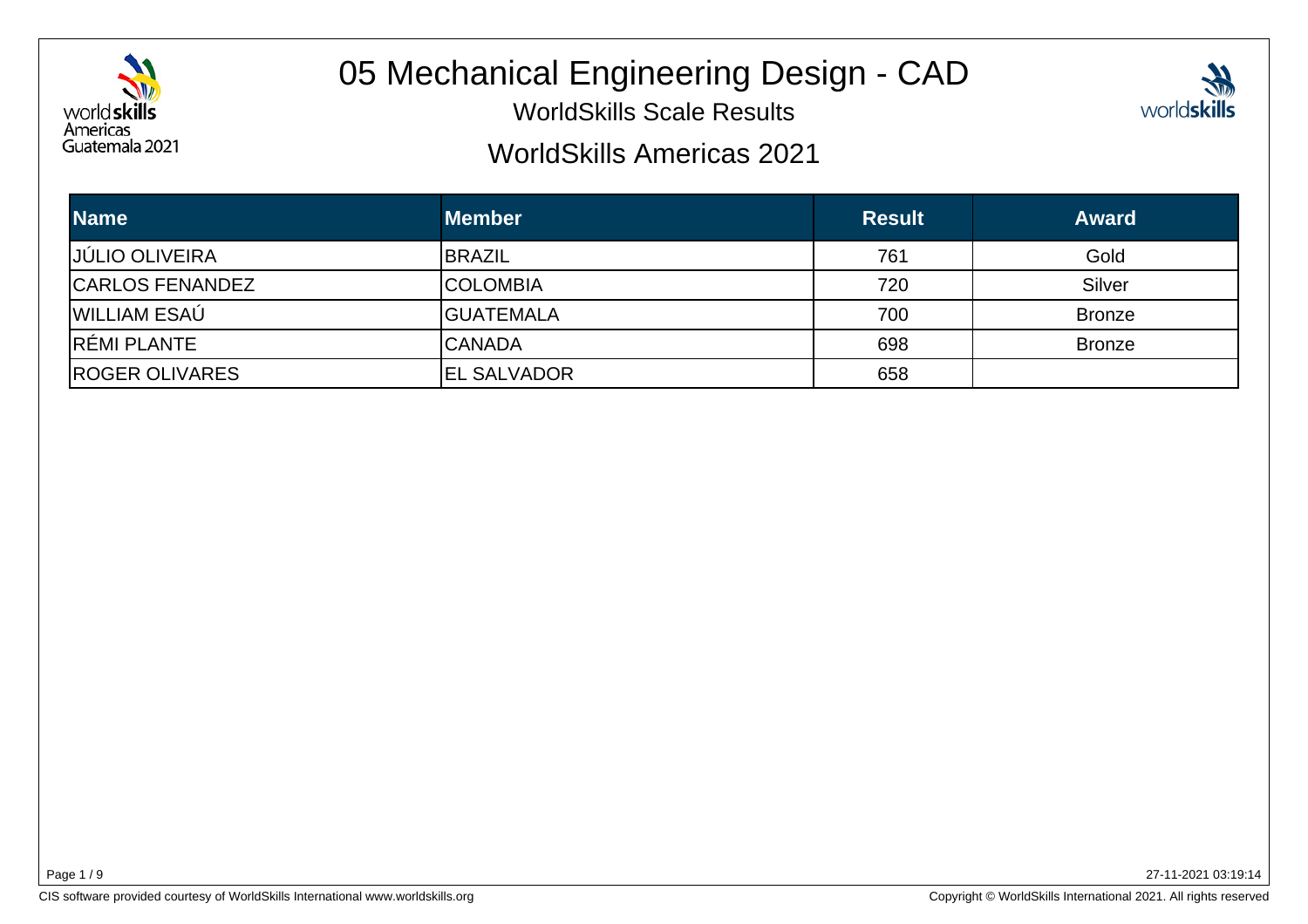# 05 Mechanical Engineering Design - CAD

## WorldSkills Scale Results

## WorldSkills Americas 2021

| Name | Member | Result | Award |
|---|---|---|---|
| JÚLIO OLIVEIRA | BRAZIL | 761 | Gold |
| CARLOS FENANDEZ | COLOMBIA | 720 | Silver |
| WILLIAM ESAÚ | GUATEMALA | 700 | Bronze |
| RÉMI PLANTE | CANADA | 698 | Bronze |
| ROGER OLIVARES | EL SALVADOR | 658 | |

27-11-2021 03:19:14

CIS software provided courtesy of WorldSkills International www.worldskills.org

Copyright © WorldSkills International 2021. All rights reserved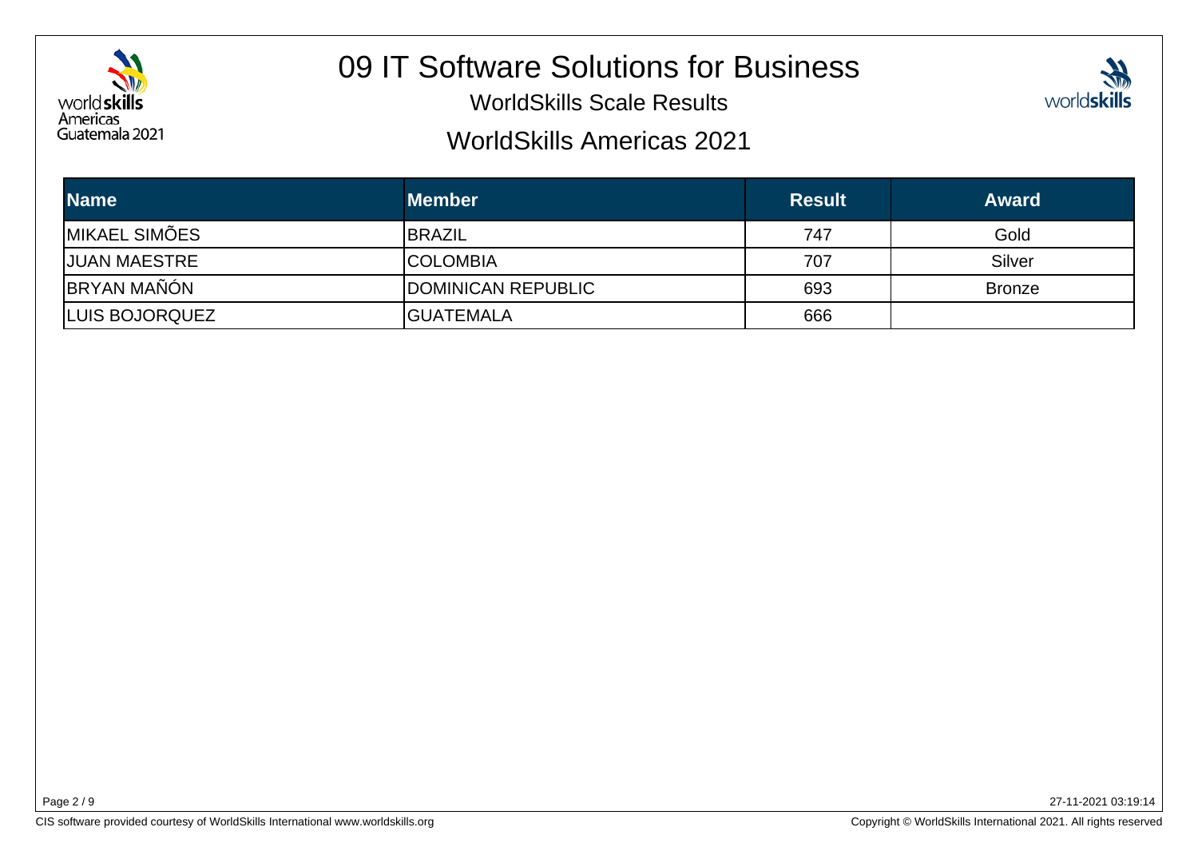# 09 IT Software Solutions for Business

WorldSkills Scale Results

WorldSkills Americas 2021

| Name | Member | Result | Award |
| --- | --- | --- | --- |
| MIKAEL SIMÕES | BRAZIL | 747 | Gold |
| JUAN MAESTRE | COLOMBIA | 707 | Silver |
| BRYAN MAÑÓN | DOMINICAN REPUBLIC | 693 | Bronze |
| LUIS BOJORQUEZ | GUATEMALA | 666 | |

27-11-2021 03:19:14

CIS software provided courtesy of WorldSkills International www.worldskills.org

Copyright © WorldSkills International 2021. All rights reserved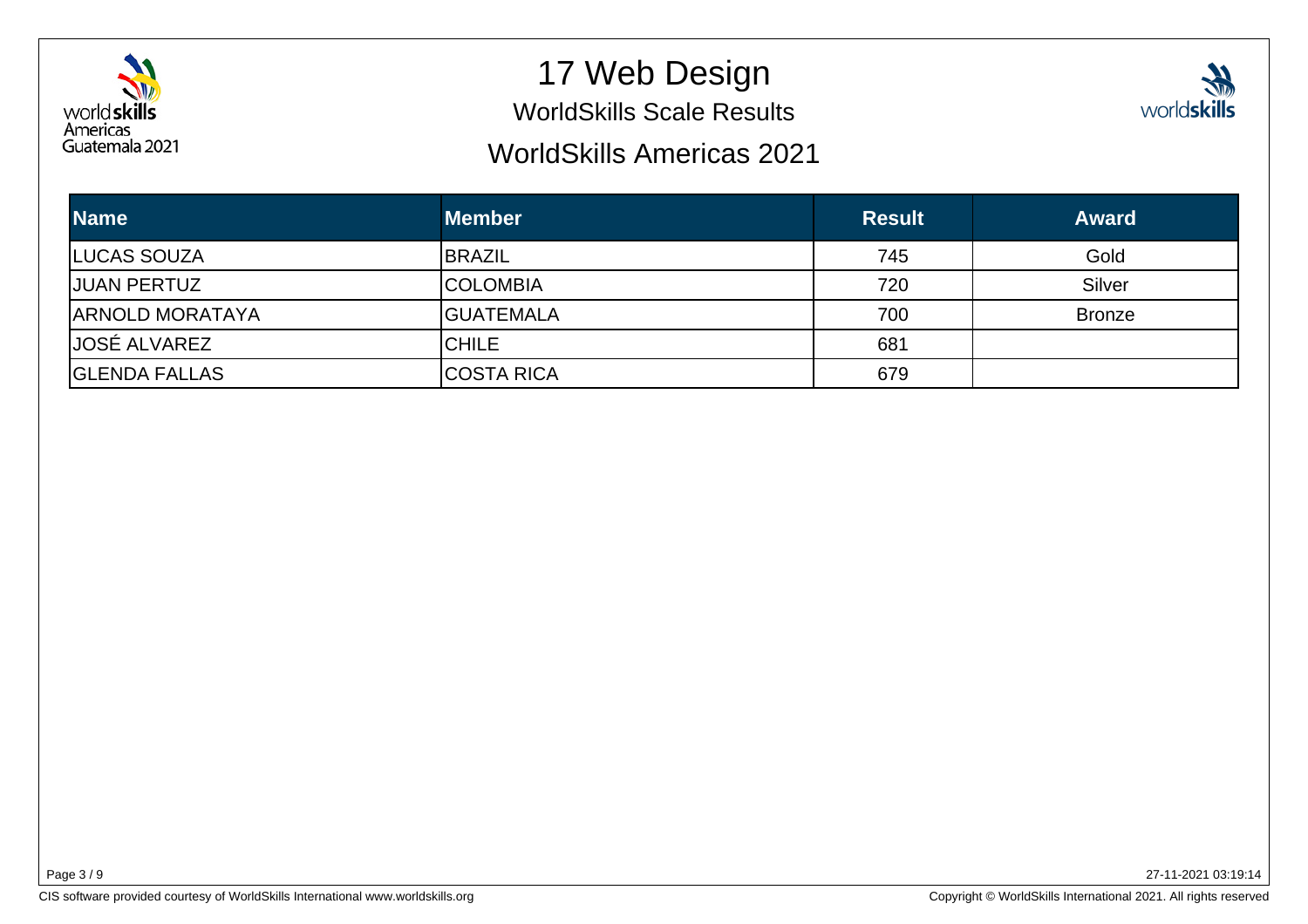# 17 Web Design

## WorldSkills Scale Results

## WorldSkills Americas 2021

| Name | Member | Result | Award |
|---|---|---|---|
| LUCAS SOUZA | BRAZIL | 745 | Gold |
| JUAN PERTUZ | COLOMBIA | 720 | Silver |
| ARNOLD MORATAYA | GUATEMALA | 700 | Bronze |
| JOSÉ ALVAREZ | CHILE | 681 | |
| GLENDA FALLAS | COSTA RICA | 679 | |

27-11-2021 03:19:14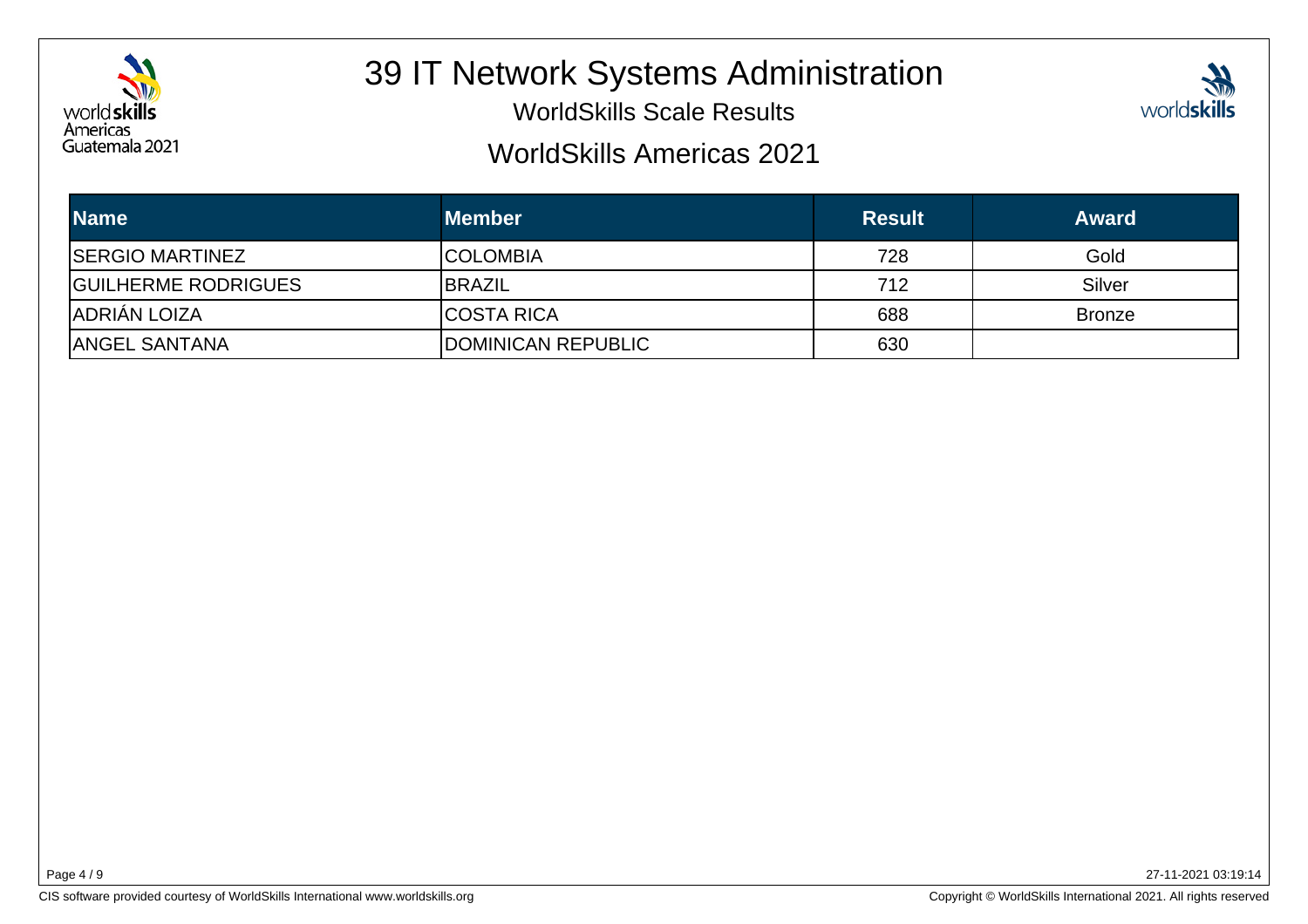# 39 IT Network Systems Administration

WorldSkills Scale Results

WorldSkills Americas 2021

| Name | Member | Result | Award |
|---|---|---|---|
| SERGIO MARTINEZ | COLOMBIA | 728 | Gold |
| GUILHERME RODRIGUES | BRAZIL | 712 | Silver |
| ADRIÁN LOIZA | COSTA RICA | 688 | Bronze |
| ANGEL SANTANA | DOMINICAN REPUBLIC | 630 | |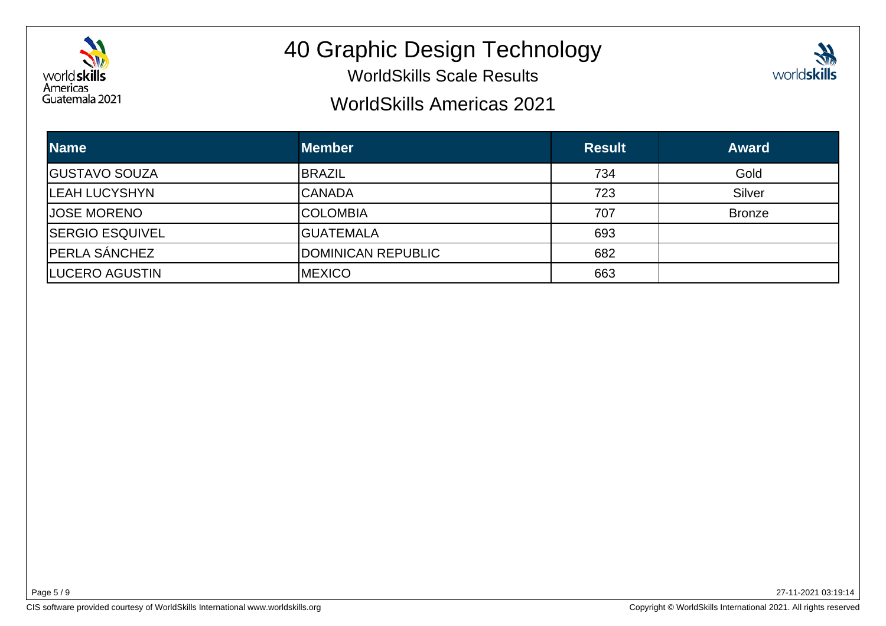# 40 Graphic Design Technology

## WorldSkills Scale Results

## WorldSkills Americas 2021

| Name | Member | Result | Award |
|---|---|---|---|
| GUSTAVO SOUZA | BRAZIL | 734 | Gold |
| LEAH LUCYSHYN | CANADA | 723 | Silver |
| JOSE MORENO | COLOMBIA | 707 | Bronze |
| SERGIO ESQUIVEL | GUATEMALA | 693 | |
| PERLA SÁNCHEZ | DOMINICAN REPUBLIC | 682 | |
| LUCERO AGUSTIN | MEXICO | 663 | |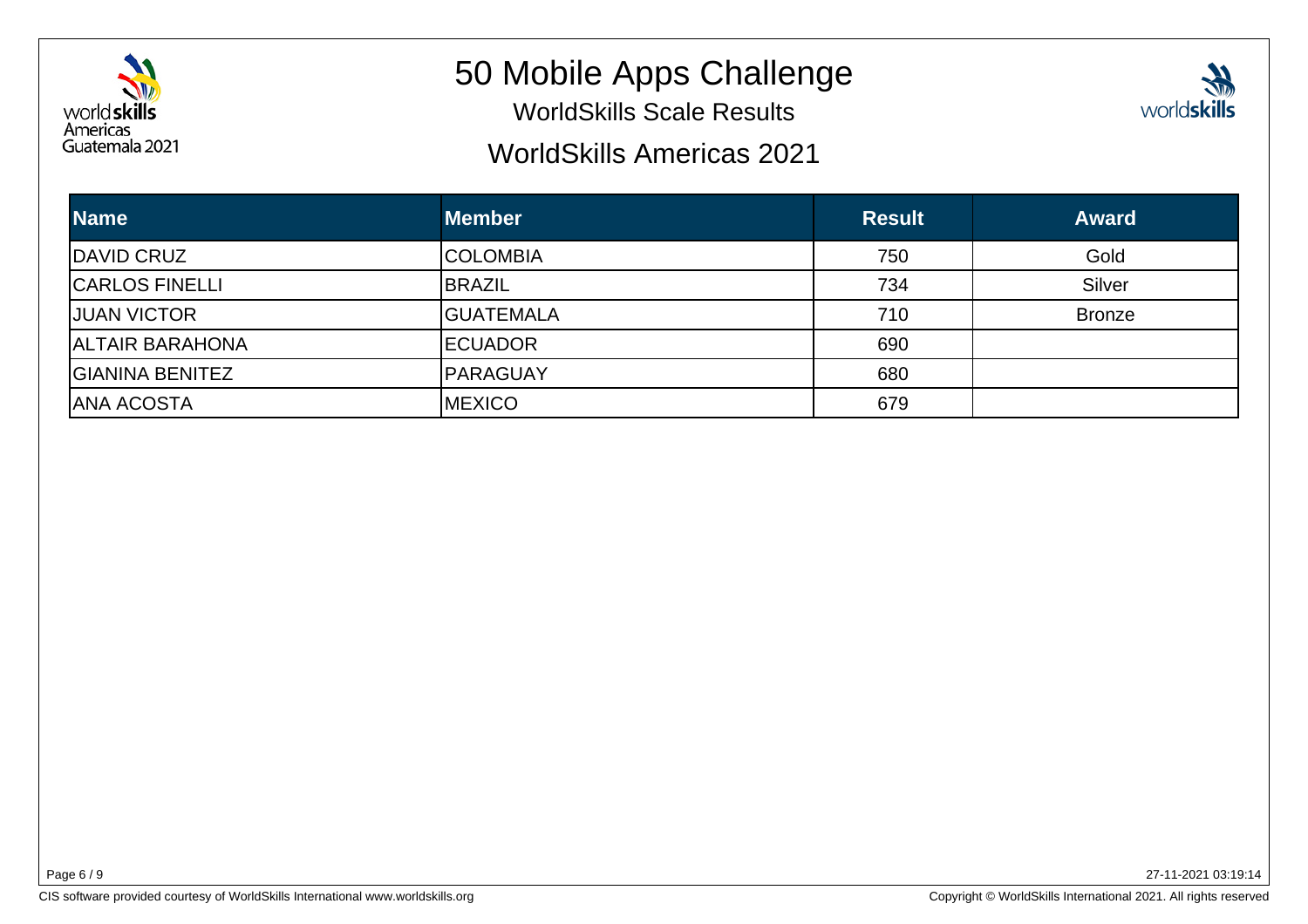# 50 Mobile Apps Challenge

## WorldSkills Scale Results

## WorldSkills Americas 2021

| Name | Member | Result | Award |
|---|---|---|---|
| DAVID CRUZ | COLOMBIA | 750 | Gold |
| CARLOS FINELLI | BRAZIL | 734 | Silver |
| JUAN VICTOR | GUATEMALA | 710 | Bronze |
| ALTAIR BARAHONA | ECUADOR | 690 | |
| GIANINA BENITEZ | PARAGUAY | 680 | |
| ANA ACOSTA | MEXICO | 679 | |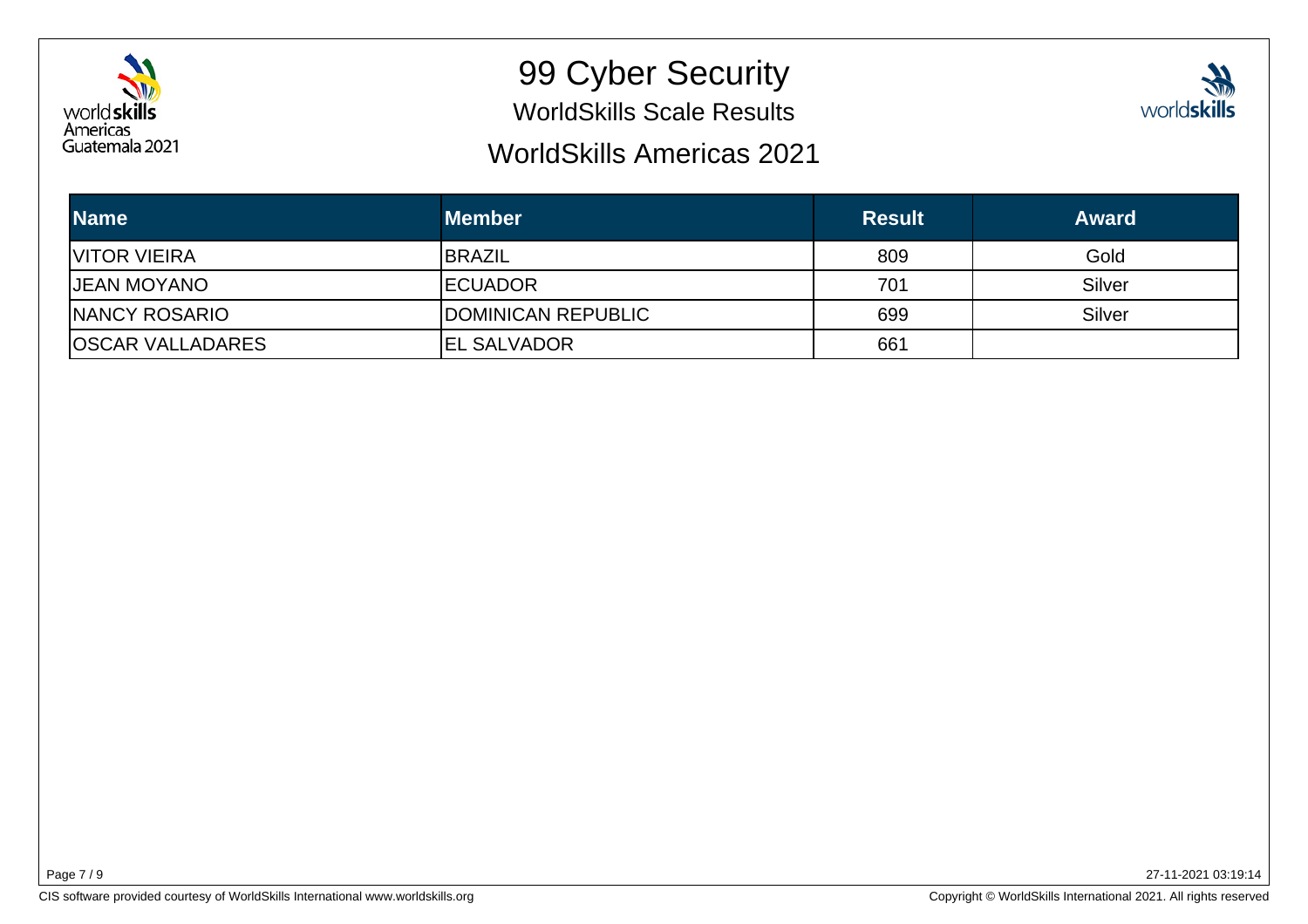# 99 Cyber Security

WorldSkills Scale Results

WorldSkills Americas 2021

| Name | Member | Result | Award |
|---|---|---|---|
| VITOR VIEIRA | BRAZIL | 809 | Gold |
| JEAN MOYANO | ECUADOR | 701 | Silver |
| NANCY ROSARIO | DOMINICAN REPUBLIC | 699 | Silver |
| OSCAR VALLADARES | EL SALVADOR | 661 | |

27-11-2021 03:19:14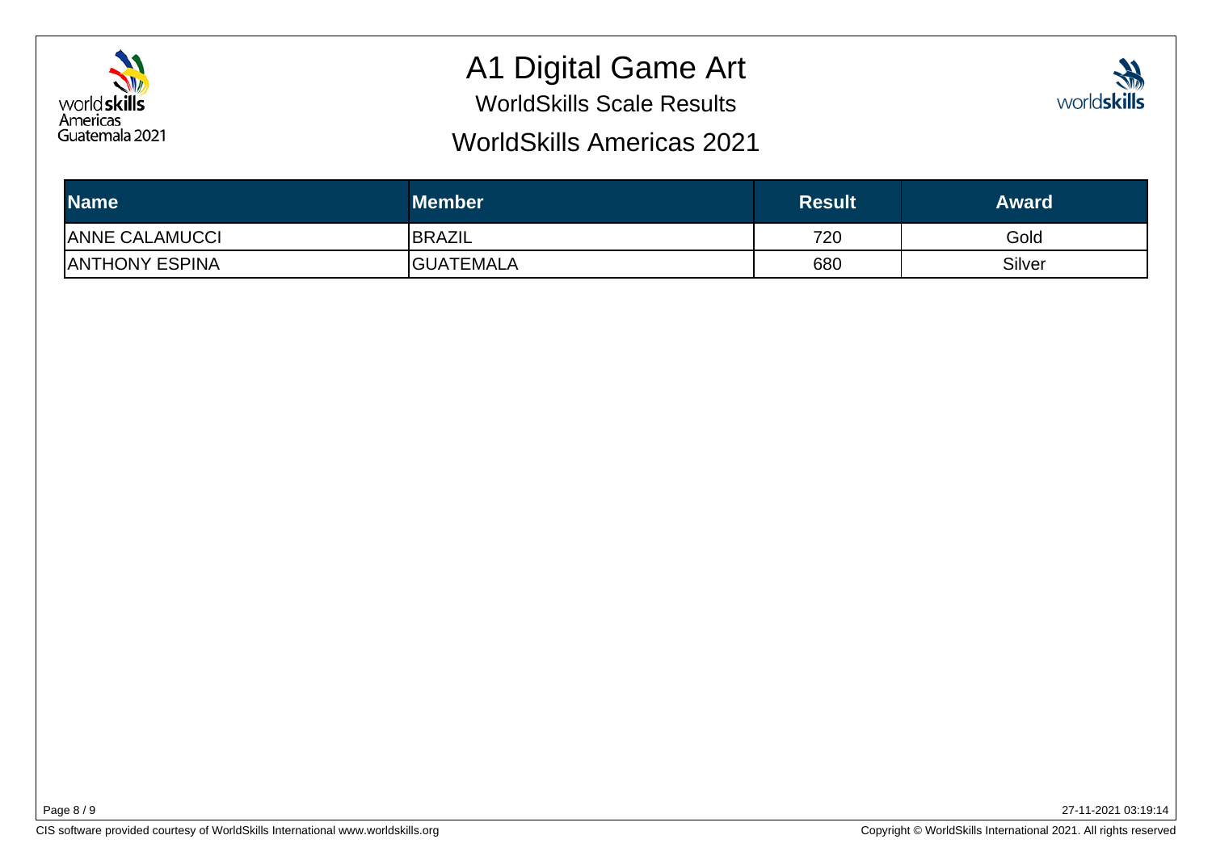# A1 Digital Game Art

## WorldSkills Scale Results

## WorldSkills Americas 2021

| Name | Member | Result | Award |
|---|---|---|---|
| ANNE CALAMUCCI | BRAZIL | 720 | Gold |
| ANTHONY ESPINA | GUATEMALA | 680 | Silver |

27-11-2021 03:19:14

CIS software provided courtesy of WorldSkills International www.worldskills.org

Copyright © WorldSkills International 2021. All rights reserved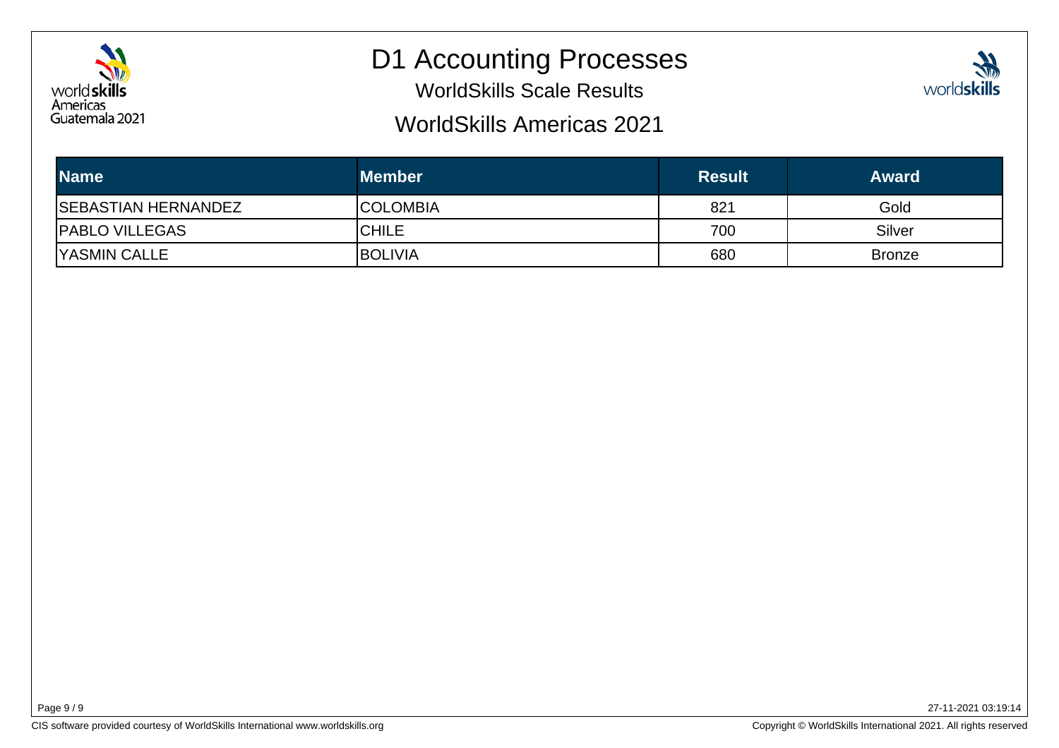# D1 Accounting Processes

WorldSkills Scale Results

WorldSkills Americas 2021

| Name | Member | Result | Award |
| --- | --- | --- | --- |
| SEBASTIAN HERNANDEZ | COLOMBIA | 821 | Gold |
| PABLO VILLEGAS | CHILE | 700 | Silver |
| YASMIN CALLE | BOLIVIA | 680 | Bronze |